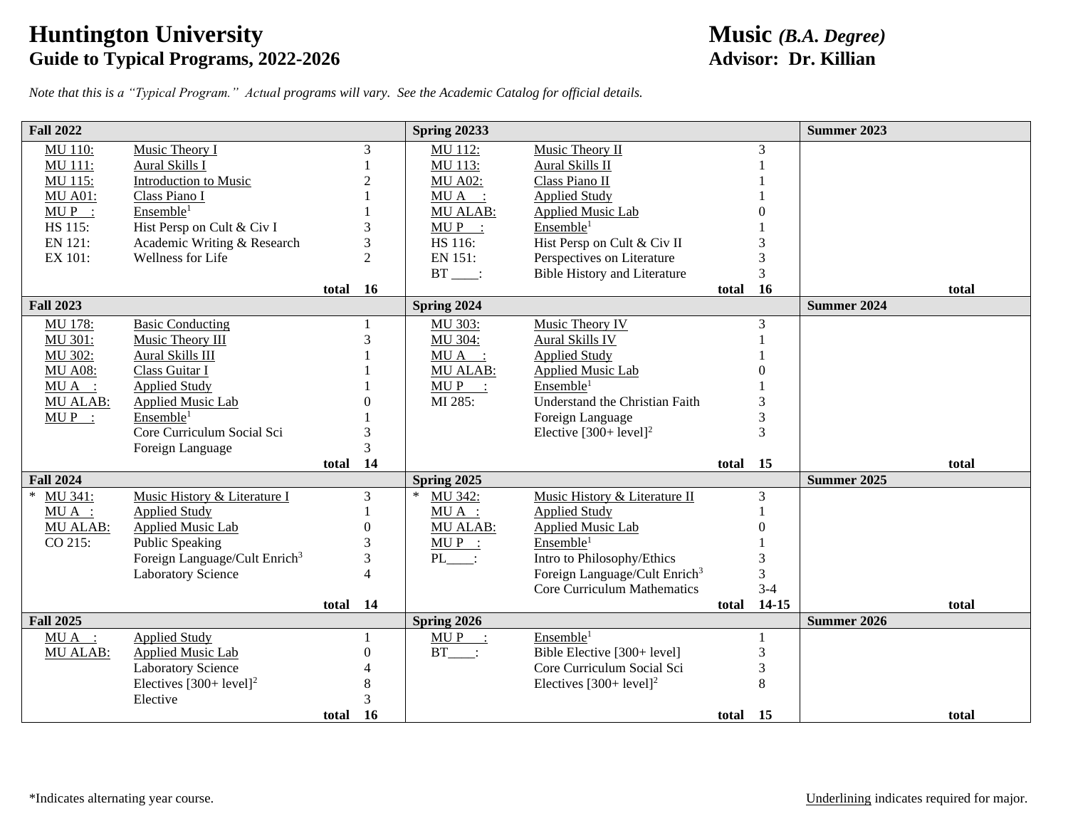# Huntington University

## Guide to Typical Programs, 2022-2026

# Music *(B.A. Degree)*

## Advisor: Dr. Killian

*Note that this is a "Typical Program." Actual programs will vary. See the Academic Catalog for official details.*

| Fall 2022 | | | Spring 20233 | | | Summer 2023 |
|---|---|---|---|---|---|---|
| MU 110: | Music Theory I | 3 | MU 112: | Music Theory II | 3 | |
| MU 111: | Aural Skills I | 1 | MU 113: | Aural Skills II | 1 | |
| MU 115: | Introduction to Music | 2 | MU A02: | Class Piano II | 1 | |
| MU A01: | Class Piano I | 1 | MU A ___: | Applied Study | 1 | |
| MU P ___: | Ensemble[1] | 1 | MU ALAB: | Applied Music Lab | 0 | |
| HS 115: | Hist Persp on Cult & Civ I | 3 | MU P ___: | Ensemble[1] | 1 | |
| EN 121: | Academic Writing & Research | 3 | HS 116: | Hist Persp on Cult & Civ II | 3 | |
| EX 101: | Wellness for Life | 2 | EN 151: | Perspectives on Literature | 3 | |
| | | | BT ____: | Bible History and Literature | 3 | |
| | **total** | **16** | | **total** | **16** | **total** |

| Fall 2023 | | | Spring 2024 | | | Summer 2024 |
|---|---|---|---|---|---|---|
| MU 178: | Basic Conducting | 1 | MU 303: | Music Theory IV | 3 | |
| MU 301: | Music Theory III | 3 | MU 304: | Aural Skills IV | 1 | |
| MU 302: | Aural Skills III | 1 | MU A ___: | Applied Study | 1 | |
| MU A08: | Class Guitar I | 1 | MU ALAB: | Applied Music Lab | 0 | |
| MU A ___: | Applied Study | 1 | MU P ___: | Ensemble[1] | 1 | |
| MU ALAB: | Applied Music Lab | 0 | MI 285: | Understand the Christian Faith | 3 | |
| MU P ___: | Ensemble[1] | 1 | | Foreign Language | 3 | |
| | Core Curriculum Social Sci | 3 | | Elective [300+ level][2] | 3 | |
| | Foreign Language | 3 | | | | |
| | **total** | **14** | | **total** | **15** | **total** |

| Fall 2024 | | | Spring 2025 | | | Summer 2025 |
|---|---|---|---|---|---|---|
| * MU 341: | Music History & Literature I | 3 | * MU 342: | Music History & Literature II | 3 | |
| MU A ___: | Applied Study | 1 | MU A ___: | Applied Study | 1 | |
| MU ALAB: | Applied Music Lab | 0 | MU ALAB: | Applied Music Lab | 0 | |
| CO 215: | Public Speaking | 3 | MU P ___: | Ensemble[1] | 1 | |
| | Foreign Language/Cult Enrich[3] | 3 | PL____: | Intro to Philosophy/Ethics | 3 | |
| | Laboratory Science | 4 | | Foreign Language/Cult Enrich[3] | 3 | |
| | | | | Core Curriculum Mathematics | 3-4 | |
| | **total** | **14** | | **total** | **14-15** | **total** |

| Fall 2025 | | | Spring 2026 | | | Summer 2026 |
|---|---|---|---|---|---|---|
| MU A ___: | Applied Study | 1 | MU P ___: | Ensemble[1] | 1 | |
| MU ALAB: | Applied Music Lab | 0 | BT____: | Bible Elective [300+ level] | 3 | |
| | Laboratory Science | 4 | | Core Curriculum Social Sci | 3 | |
| | Electives [300+ level][2] | 8 | | Electives [300+ level][2] | 8 | |
| | Elective | 3 | | | | |
| | **total** | **16** | | **total** | **15** | **total** |

*Indicates alternating year course.

Underlining indicates required for major.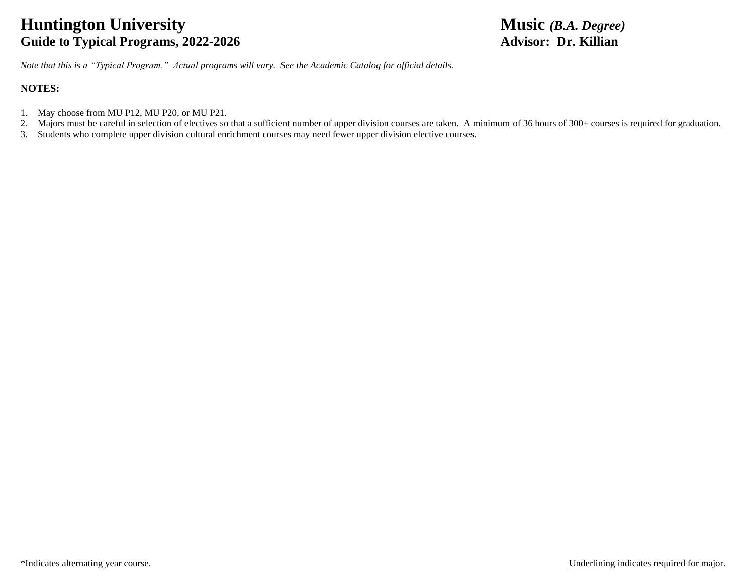*Note that this is a "Typical Program." Actual programs will vary. See the Academic Catalog for official details.*

**NOTES:**

1. May choose from MU P12, MU P20, or MU P21.
2. Majors must be careful in selection of electives so that a sufficient number of upper division courses are taken. A minimum of 36 hours of 300+ courses is required for graduation.
3. Students who complete upper division cultural enrichment courses may need fewer upper division elective courses.

*Indicates alternating year course.

Underlining indicates required for major.